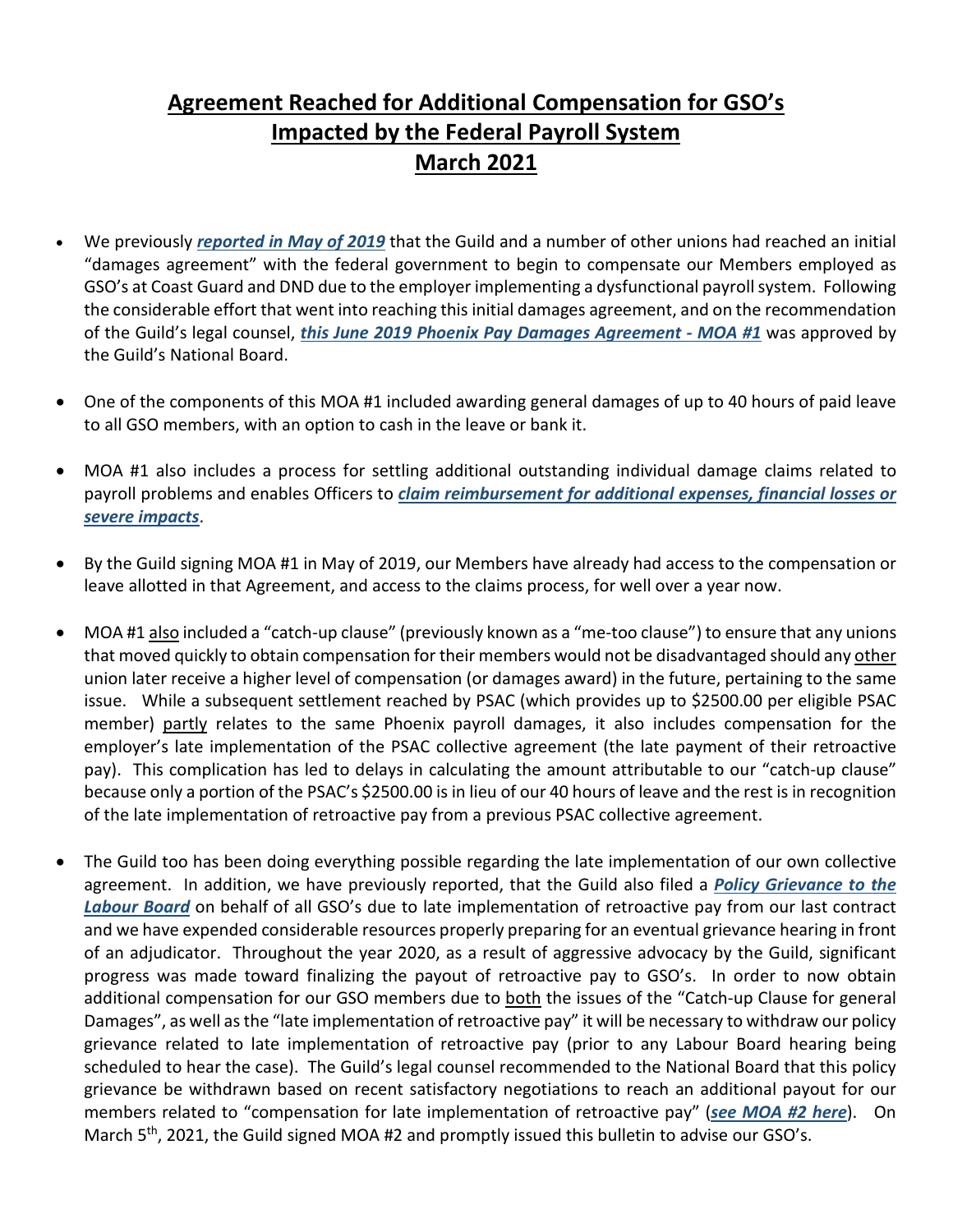# Agreement Reached for Additional Compensation for GSO's Impacted by the Federal Payroll System March 2021

- We previously ***reported in May of 2019*** that the Guild and a number of other unions had reached an initial "damages agreement" with the federal government to begin to compensate our Members employed as GSO's at Coast Guard and DND due to the employer implementing a dysfunctional payroll system. Following the considerable effort that went into reaching this initial damages agreement, and on the recommendation of the Guild's legal counsel, ***this June 2019 Phoenix Pay Damages Agreement - MOA #1*** was approved by the Guild's National Board.

- One of the components of this MOA #1 included awarding general damages of up to 40 hours of paid leave to all GSO members, with an option to cash in the leave or bank it.

- MOA #1 also includes a process for settling additional outstanding individual damage claims related to payroll problems and enables Officers to ***claim reimbursement for additional expenses, financial losses or severe impacts***.

- By the Guild signing MOA #1 in May of 2019, our Members have already had access to the compensation or leave allotted in that Agreement, and access to the claims process, for well over a year now.

- MOA #1 also included a "catch-up clause" (previously known as a "me-too clause") to ensure that any unions that moved quickly to obtain compensation for their members would not be disadvantaged should any other union later receive a higher level of compensation (or damages award) in the future, pertaining to the same issue. While a subsequent settlement reached by PSAC (which provides up to $2500.00 per eligible PSAC member) partly relates to the same Phoenix payroll damages, it also includes compensation for the employer's late implementation of the PSAC collective agreement (the late payment of their retroactive pay). This complication has led to delays in calculating the amount attributable to our "catch-up clause" because only a portion of the PSAC's $2500.00 is in lieu of our 40 hours of leave and the rest is in recognition of the late implementation of retroactive pay from a previous PSAC collective agreement.

- The Guild too has been doing everything possible regarding the late implementation of our own collective agreement. In addition, we have previously reported, that the Guild also filed a ***Policy Grievance to the Labour Board*** on behalf of all GSO's due to late implementation of retroactive pay from our last contract and we have expended considerable resources properly preparing for an eventual grievance hearing in front of an adjudicator. Throughout the year 2020, as a result of aggressive advocacy by the Guild, significant progress was made toward finalizing the payout of retroactive pay to GSO's. In order to now obtain additional compensation for our GSO members due to both the issues of the "Catch-up Clause for general Damages", as well as the "late implementation of retroactive pay" it will be necessary to withdraw our policy grievance related to late implementation of retroactive pay (prior to any Labour Board hearing being scheduled to hear the case). The Guild's legal counsel recommended to the National Board that this policy grievance be withdrawn based on recent satisfactory negotiations to reach an additional payout for our members related to "compensation for late implementation of retroactive pay" (***see MOA #2 here***). On March 5th, 2021, the Guild signed MOA #2 and promptly issued this bulletin to advise our GSO's.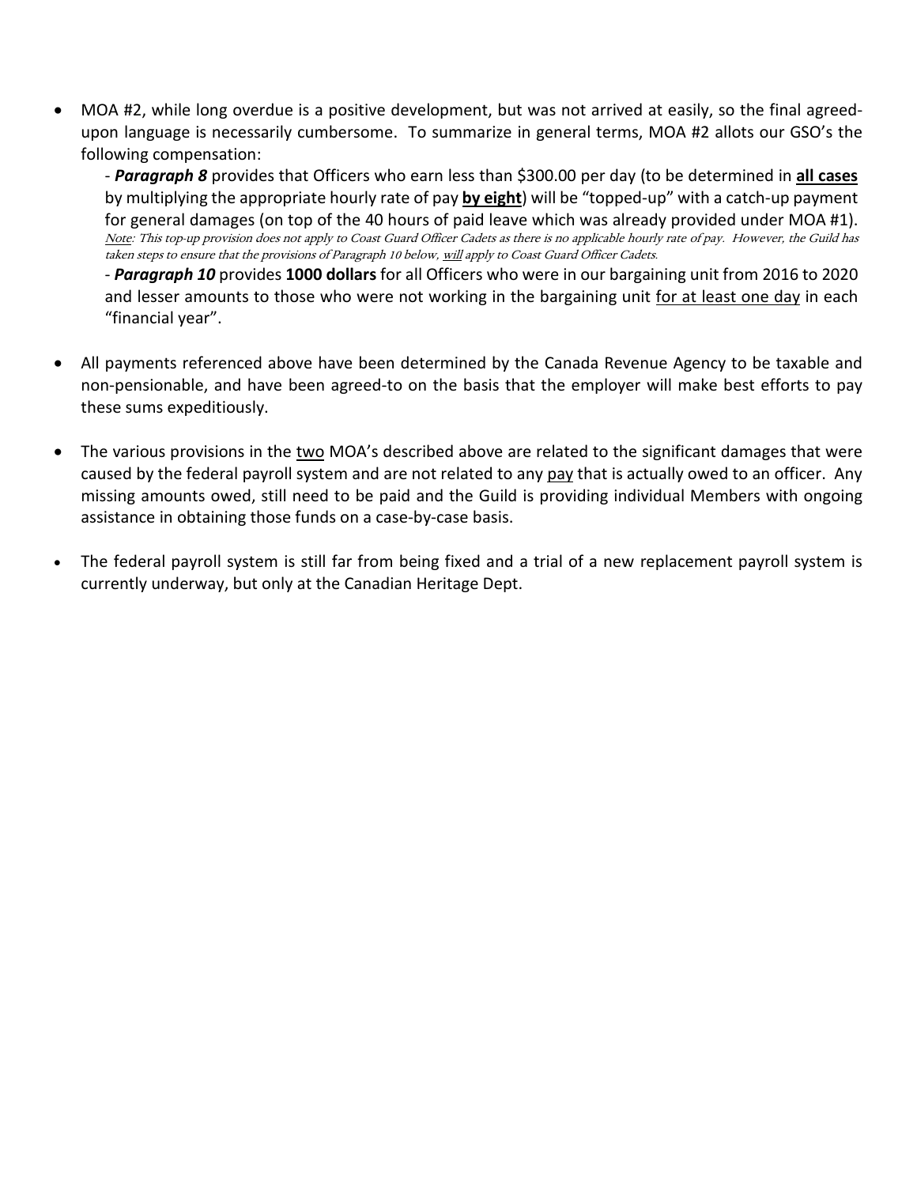- MOA #2, while long overdue is a positive development, but was not arrived at easily, so the final agreed-upon language is necessarily cumbersome. To summarize in general terms, MOA #2 allots our GSO's the following compensation:

  - ***Paragraph 8*** provides that Officers who earn less than $300.00 per day (to be determined in **<u>all cases</u>** by multiplying the appropriate hourly rate of pay **<u>by eight</u>**) will be "topped-up" with a catch-up payment for general damages (on top of the 40 hours of paid leave which was already provided under MOA #1). *<u>Note</u>: This top-up provision does not apply to Coast Guard Officer Cadets as there is no applicable hourly rate of pay. However, the Guild has taken steps to ensure that the provisions of Paragraph 10 below, <u>will</u> apply to Coast Guard Officer Cadets.*

  - ***Paragraph 10*** provides **1000 dollars** for all Officers who were in our bargaining unit from 2016 to 2020 and lesser amounts to those who were not working in the bargaining unit <u>for at least one day</u> in each "financial year".

- All payments referenced above have been determined by the Canada Revenue Agency to be taxable and non-pensionable, and have been agreed-to on the basis that the employer will make best efforts to pay these sums expeditiously.

- The various provisions in the <u>two</u> MOA's described above are related to the significant damages that were caused by the federal payroll system and are not related to any <u>pay</u> that is actually owed to an officer. Any missing amounts owed, still need to be paid and the Guild is providing individual Members with ongoing assistance in obtaining those funds on a case-by-case basis.

- The federal payroll system is still far from being fixed and a trial of a new replacement payroll system is currently underway, but only at the Canadian Heritage Dept.